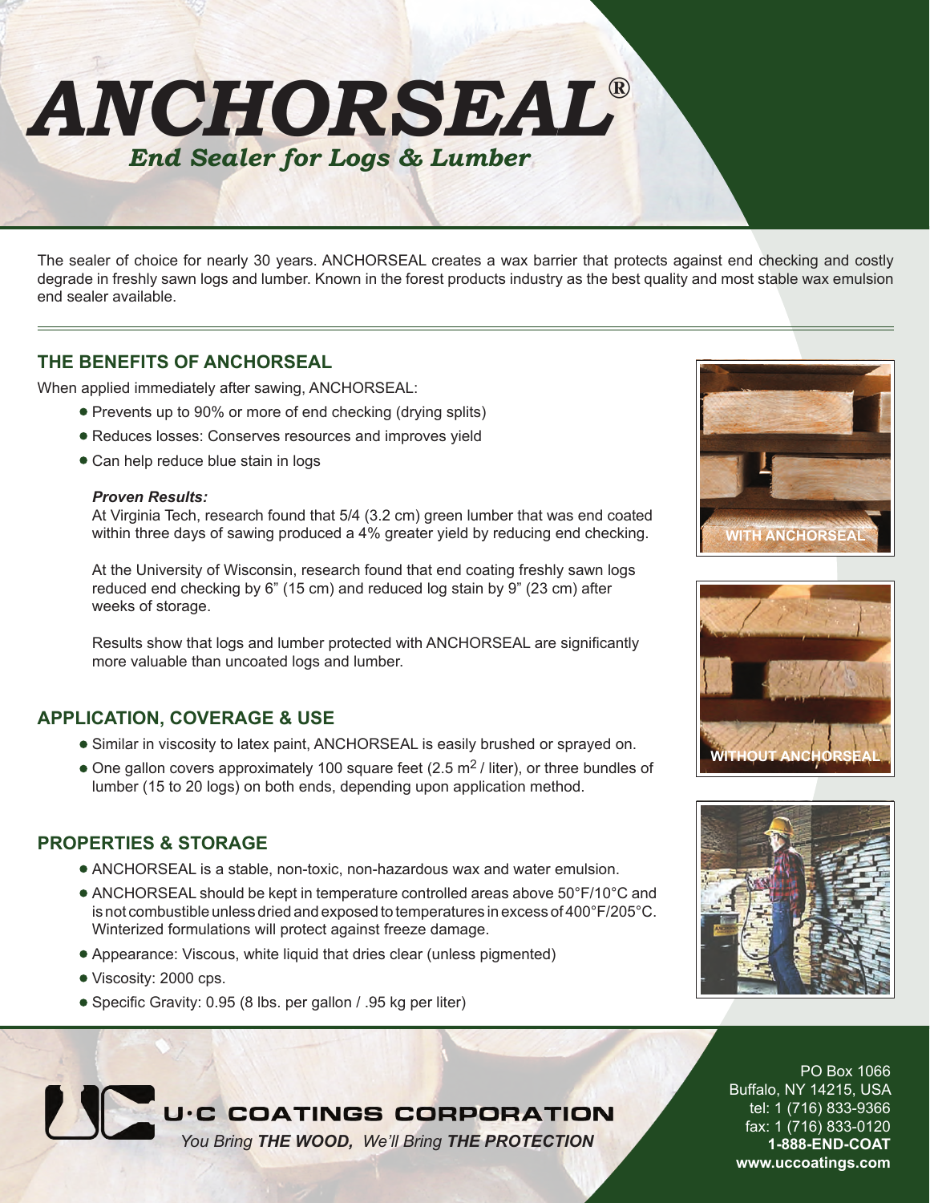# ANCHORSEAL®

## *End Sealer for Logs & Lumber*

The sealer of choice for nearly 30 years. ANCHORSEAL creates a wax barrier that protects against end checking and costly degrade in freshly sawn logs and lumber. Known in the forest products industry as the best quality and most stable wax emulsion end sealer available.

---

## THE BENEFITS OF ANCHORSEAL

When applied immediately after sawing, ANCHORSEAL:

- Prevents up to 90% or more of end checking (drying splits)
- Reduces losses: Conserves resources and improves yield
- Can help reduce blue stain in logs

***Proven Results:***

At Virginia Tech, research found that 5/4 (3.2 cm) green lumber that was end coated within three days of sawing produced a 4% greater yield by reducing end checking.

At the University of Wisconsin, research found that end coating freshly sawn logs reduced end checking by 6" (15 cm) and reduced log stain by 9" (23 cm) after weeks of storage.

Results show that logs and lumber protected with ANCHORSEAL are significantly more valuable than uncoated logs and lumber.

WITH ANCHORSEAL

WITHOUT ANCHORSEAL

## APPLICATION, COVERAGE & USE

- Similar in viscosity to latex paint, ANCHORSEAL is easily brushed or sprayed on.
- One gallon covers approximately 100 square feet (2.5 $m^2$ / liter), or three bundles of lumber (15 to 20 logs) on both ends, depending upon application method.

## PROPERTIES & STORAGE

- ANCHORSEAL is a stable, non-toxic, non-hazardous wax and water emulsion.
- ANCHORSEAL should be kept in temperature controlled areas above 50°F/10°C and is not combustible unless dried and exposed to temperatures in excess of 400°F/205°C. Winterized formulations will protect against freeze damage.
- Appearance: Viscous, white liquid that dries clear (unless pigmented)
- Viscosity: 2000 cps.
- Specific Gravity: 0.95 (8 lbs. per gallon / .95 kg per liter)

**U·C COATINGS CORPORATION**

*You Bring **THE WOOD,** We'll Bring **THE PROTECTION***

PO Box 1066
Buffalo, NY 14215, USA
tel: 1 (716) 833-9366
fax: 1 (716) 833-0120
**1-888-END-COAT**
**www.uccoatings.com**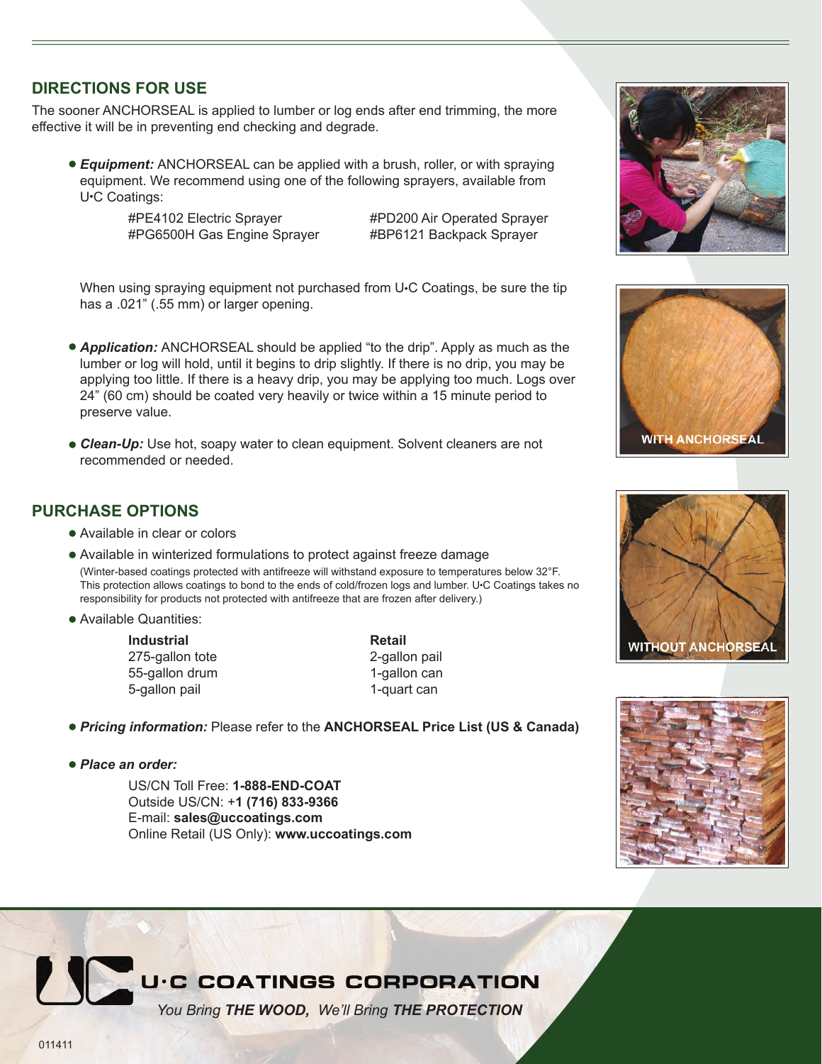## DIRECTIONS FOR USE

The sooner ANCHORSEAL is applied to lumber or log ends after end trimming, the more effective it will be in preventing end checking and degrade.

- ***Equipment:*** ANCHORSEAL can be applied with a brush, roller, or with spraying equipment. We recommend using one of the following sprayers, available from U•C Coatings:

  #PE4102 Electric Sprayer
  #PG6500H Gas Engine Sprayer
  #PD200 Air Operated Sprayer
  #BP6121 Backpack Sprayer

  When using spraying equipment not purchased from U•C Coatings, be sure the tip has a .021" (.55 mm) or larger opening.

- ***Application:*** ANCHORSEAL should be applied "to the drip". Apply as much as the lumber or log will hold, until it begins to drip slightly. If there is no drip, you may be applying too little. If there is a heavy drip, you may be applying too much. Logs over 24" (60 cm) should be coated very heavily or twice within a 15 minute period to preserve value.

- ***Clean-Up:*** Use hot, soapy water to clean equipment. Solvent cleaners are not recommended or needed.

WITH ANCHORSEAL

WITHOUT ANCHORSEAL

## PURCHASE OPTIONS

- Available in clear or colors
- Available in winterized formulations to protect against freeze damage
  (Winter-based coatings protected with antifreeze will withstand exposure to temperatures below 32°F. This protection allows coatings to bond to the ends of cold/frozen logs and lumber. U•C Coatings takes no responsibility for products not protected with antifreeze that are frozen after delivery.)
- Available Quantities:

| Industrial | Retail |
|---|---|
| 275-gallon tote | 2-gallon pail |
| 55-gallon drum | 1-gallon can |
| 5-gallon pail | 1-quart can |

- ***Pricing information:*** Please refer to the **ANCHORSEAL Price List (US & Canada)**
- ***Place an order:***

  US/CN Toll Free: **1-888-END-COAT**
  Outside US/CN: +**1 (716) 833-9366**
  E-mail: **sales@uccoatings.com**
  Online Retail (US Only): **www.uccoatings.com**

**U•C COATINGS CORPORATION**

*You Bring **THE WOOD**, We'll Bring **THE PROTECTION***

011411